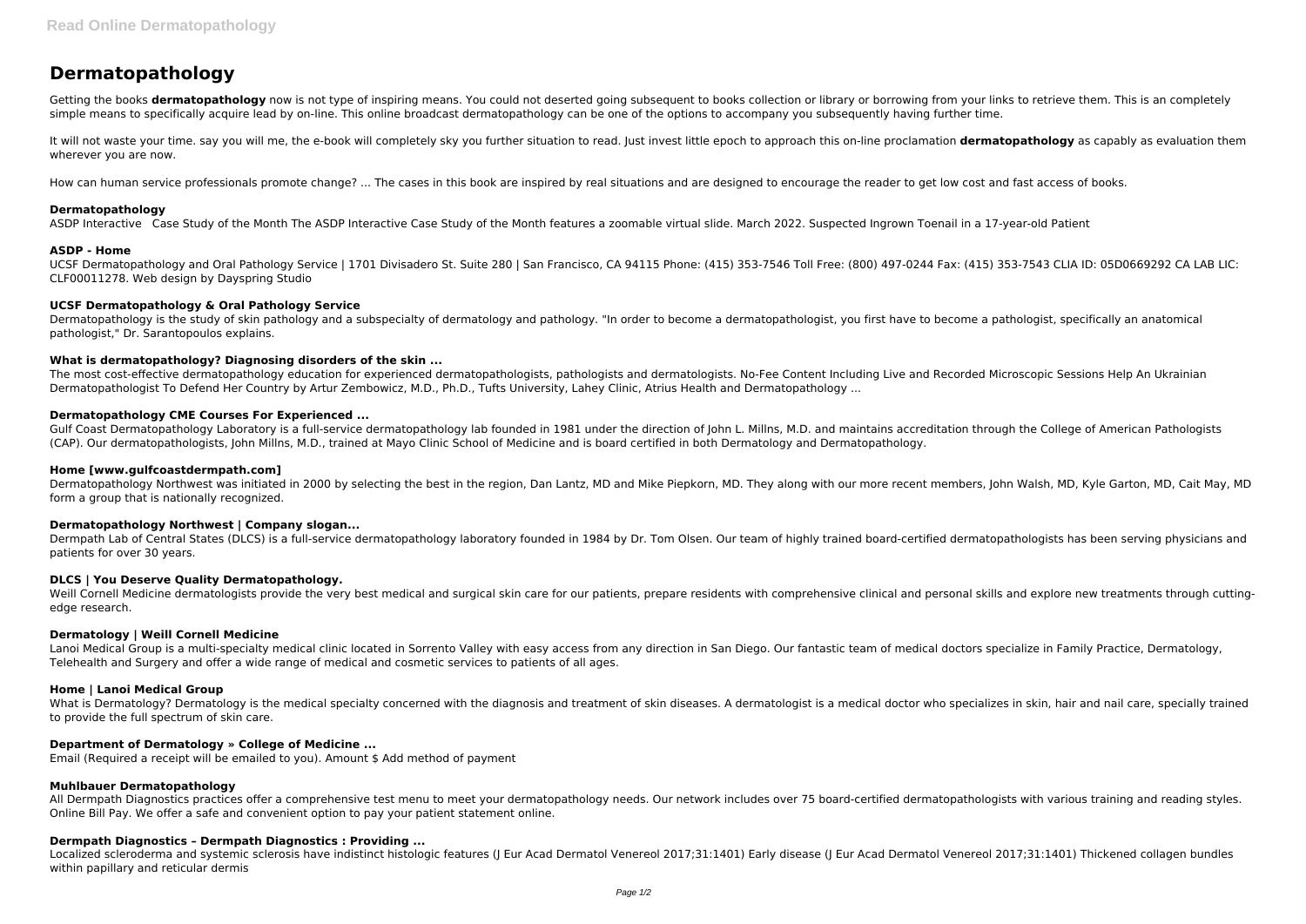# Dermatopathology

Getting the books **dermatopathology** now is not type of inspiring means. You could not deserted going subsequent to books collection or library or borrowing from your links to retrieve them. This is an completely simple means to specifically acquire lead by on-line. This online broadcast dermatopathology can be one of the options to accompany you subsequently having further time.

It will not waste your time. say you will me, the e-book will completely sky you further situation to read. Just invest little epoch to approach this on-line proclamation **dermatopathology** as capably as evaluation them wherever you are now.

How can human service professionals promote change? ... The cases in this book are inspired by real situations and are designed to encourage the reader to get low cost and fast access of books.

### Dermatopathology

ASDP Interactive Case Study of the Month The ASDP Interactive Case Study of the Month features a zoomable virtual slide. March 2022. Suspected Ingrown Toenail in a 17-year-old Patient

### ASDP - Home

UCSF Dermatopathology and Oral Pathology Service | 1701 Divisadero St. Suite 280 | San Francisco, CA 94115 Phone: (415) 353-7546 Toll Free: (800) 497-0244 Fax: (415) 353-7543 CLIA ID: 05D0669292 CA LAB LIC: CLF00011278. Web design by Dayspring Studio

### UCSF Dermatopathology & Oral Pathology Service

Dermatopathology is the study of skin pathology and a subspecialty of dermatology and pathology. "In order to become a dermatopathologist, you first have to become a pathologist, specifically an anatomical pathologist," Dr. Sarantopoulos explains.

### What is dermatopathology? Diagnosing disorders of the skin ...

The most cost-effective dermatopathology education for experienced dermatopathologists, pathologists and dermatologists. No-Fee Content Including Live and Recorded Microscopic Sessions Help An Ukrainian Dermatopathologist To Defend Her Country by Artur Zembowicz, M.D., Ph.D., Tufts University, Lahey Clinic, Atrius Health and Dermatopathology ...

### Dermatopathology CME Courses For Experienced ...

Gulf Coast Dermatopathology Laboratory is a full-service dermatopathology lab founded in 1981 under the direction of John L. Millns, M.D. and maintains accreditation through the College of American Pathologists (CAP). Our dermatopathologists, John Millns, M.D., trained at Mayo Clinic School of Medicine and is board certified in both Dermatology and Dermatopathology.

### Home [www.gulfcoastdermpath.com]

Dermatopathology Northwest was initiated in 2000 by selecting the best in the region, Dan Lantz, MD and Mike Piepkorn, MD. They along with our more recent members, John Walsh, MD, Kyle Garton, MD, Cait May, MD form a group that is nationally recognized.

### Dermatopathology Northwest | Company slogan...

Dermpath Lab of Central States (DLCS) is a full-service dermatopathology laboratory founded in 1984 by Dr. Tom Olsen. Our team of highly trained board-certified dermatopathologists has been serving physicians and patients for over 30 years.

### DLCS | You Deserve Quality Dermatopathology.

Weill Cornell Medicine dermatologists provide the very best medical and surgical skin care for our patients, prepare residents with comprehensive clinical and personal skills and explore new treatments through cutting-edge research.

### Dermatology | Weill Cornell Medicine

Lanoi Medical Group is a multi-specialty medical clinic located in Sorrento Valley with easy access from any direction in San Diego. Our fantastic team of medical doctors specialize in Family Practice, Dermatology, Telehealth and Surgery and offer a wide range of medical and cosmetic services to patients of all ages.

### Home | Lanoi Medical Group

What is Dermatology? Dermatology is the medical specialty concerned with the diagnosis and treatment of skin diseases. A dermatologist is a medical doctor who specializes in skin, hair and nail care, specially trained to provide the full spectrum of skin care.

### Department of Dermatology » College of Medicine ...

Email (Required a receipt will be emailed to you). Amount $ Add method of payment

### Muhlbauer Dermatopathology

All Dermpath Diagnostics practices offer a comprehensive test menu to meet your dermatopathology needs. Our network includes over 75 board-certified dermatopathologists with various training and reading styles. Online Bill Pay. We offer a safe and convenient option to pay your patient statement online.

### Dermpath Diagnostics – Dermpath Diagnostics : Providing ...

Localized scleroderma and systemic sclerosis have indistinct histologic features (J Eur Acad Dermatol Venereol 2017;31:1401) Early disease (J Eur Acad Dermatol Venereol 2017;31:1401) Thickened collagen bundles within papillary and reticular dermis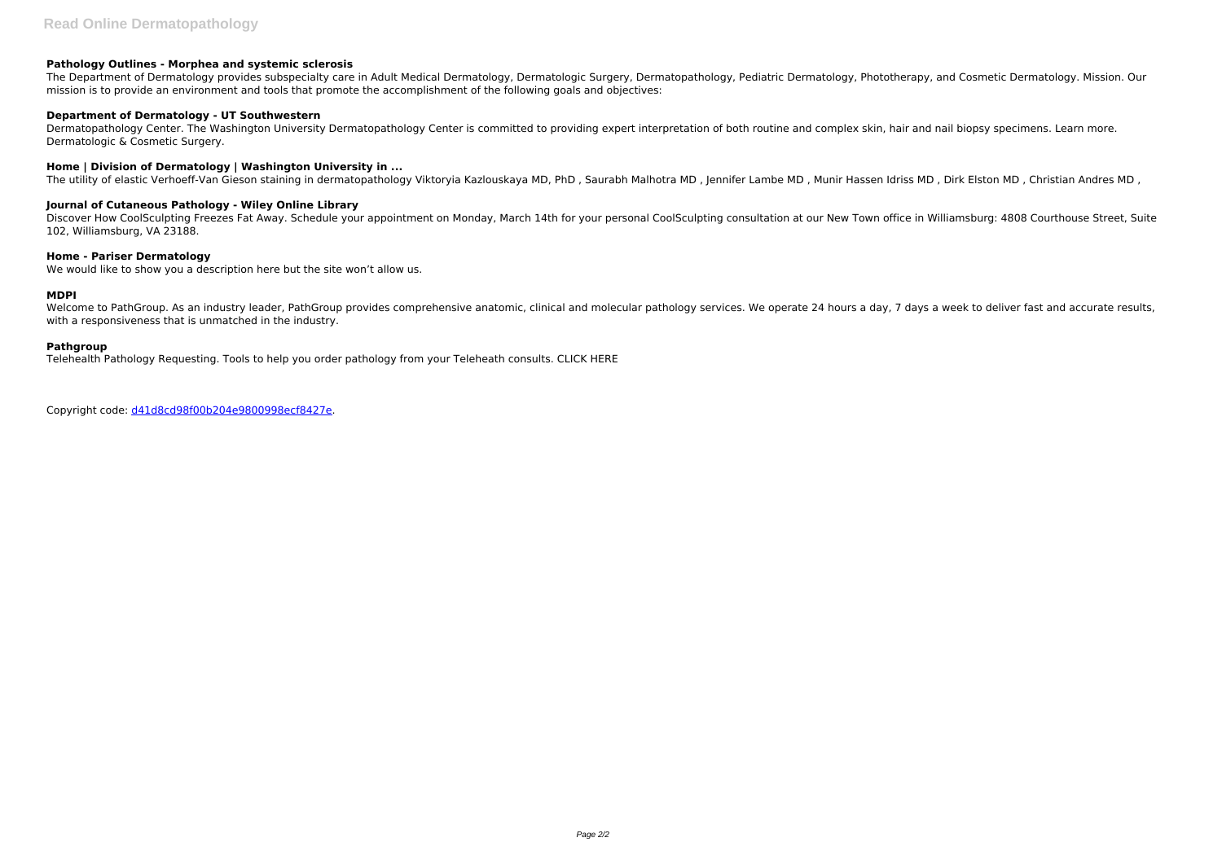### Pathology Outlines - Morphea and systemic sclerosis

The Department of Dermatology provides subspecialty care in Adult Medical Dermatology, Dermatologic Surgery, Dermatopathology, Pediatric Dermatology, Phototherapy, and Cosmetic Dermatology. Mission. Our mission is to provide an environment and tools that promote the accomplishment of the following goals and objectives:

### Department of Dermatology - UT Southwestern

Dermatopathology Center. The Washington University Dermatopathology Center is committed to providing expert interpretation of both routine and complex skin, hair and nail biopsy specimens. Learn more. Dermatologic & Cosmetic Surgery.

### Home | Division of Dermatology | Washington University in ...

The utility of elastic Verhoeff-Van Gieson staining in dermatopathology Viktoryia Kazlouskaya MD, PhD , Saurabh Malhotra MD , Jennifer Lambe MD , Munir Hassen Idriss MD , Dirk Elston MD , Christian Andres MD ,

### Journal of Cutaneous Pathology - Wiley Online Library

Discover How CoolSculpting Freezes Fat Away. Schedule your appointment on Monday, March 14th for your personal CoolSculpting consultation at our New Town office in Williamsburg: 4808 Courthouse Street, Suite 102, Williamsburg, VA 23188.

### Home - Pariser Dermatology

We would like to show you a description here but the site won't allow us.

### MDPI

Welcome to PathGroup. As an industry leader, PathGroup provides comprehensive anatomic, clinical and molecular pathology services. We operate 24 hours a day, 7 days a week to deliver fast and accurate results, with a responsiveness that is unmatched in the industry.

### Pathgroup

Telehealth Pathology Requesting. Tools to help you order pathology from your Teleheath consults. CLICK HERE

Copyright code: d41d8cd98f00b204e9800998ecf8427e.